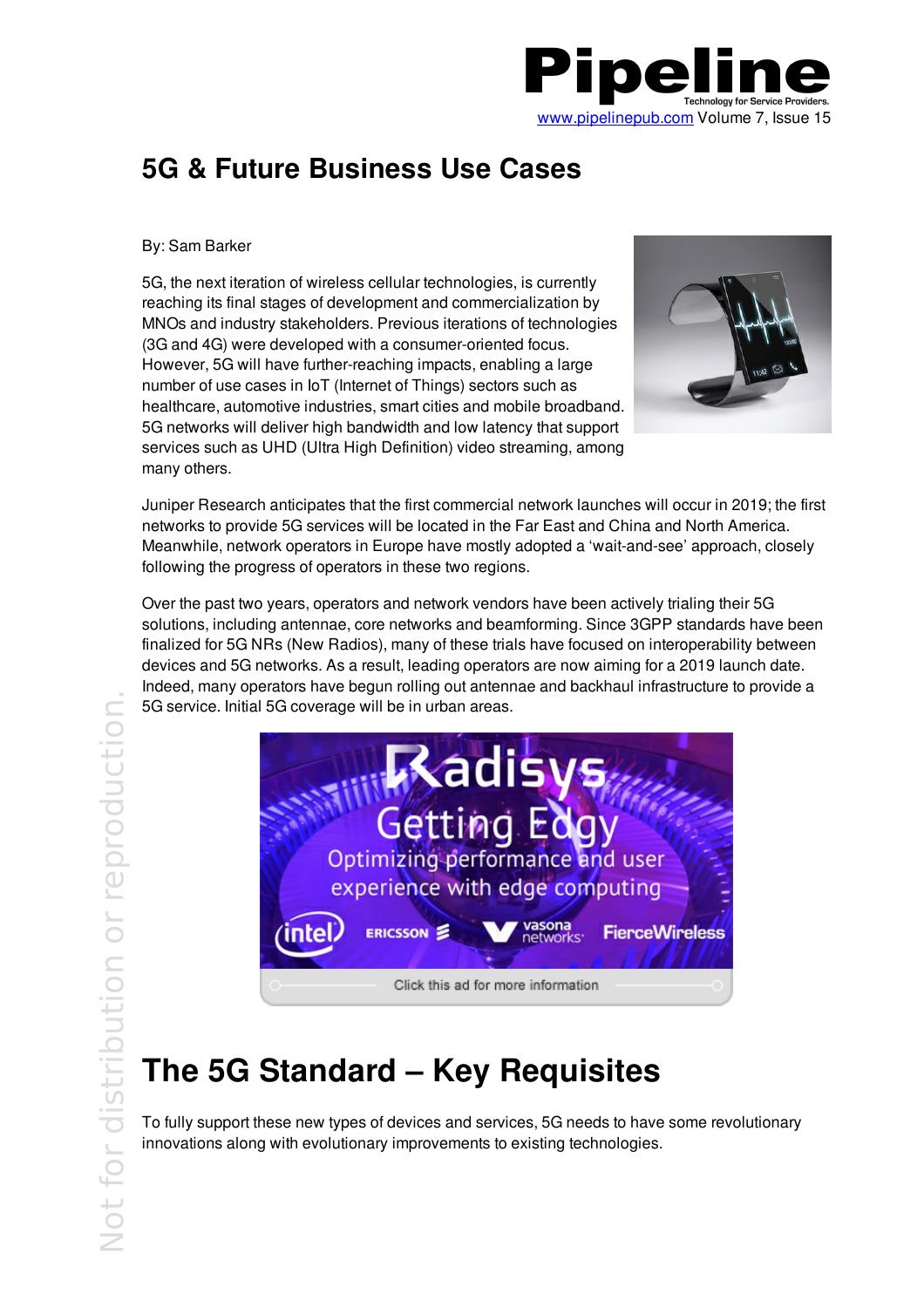# 5G & Future Business Use Cases

By: Sam Barker

5G, the next iteration of wireless cellular technologies, is currently reaching its final stages of development and commercialization by MNOs and industry stakeholders. Previous iterations of technologies (3G and 4G) were developed with a consumer-oriented focus. However, 5G will have further-reaching impacts, enabling a large number of use cases in IoT (Internet of Things) sectors such as healthcare, automotive industries, smart cities and mobile broadband. 5G networks will deliver high bandwidth and low latency that support services such as UHD (Ultra High Definition) video streaming, among many others.

Juniper Research anticipates that the first commercial network launches will occur in 2019; the first networks to provide 5G services will be located in the Far East and China and North America. Meanwhile, network operators in Europe have mostly adopted a 'wait-and-see' approach, closely following the progress of operators in these two regions.

Over the past two years, operators and network vendors have been actively trialing their 5G solutions, including antennae, core networks and beamforming. Since 3GPP standards have been finalized for 5G NRs (New Radios), many of these trials have focused on interoperability between devices and 5G networks. As a result, leading operators are now aiming for a 2019 launch date. Indeed, many operators have begun rolling out antennae and backhaul infrastructure to provide a 5G service. Initial 5G coverage will be in urban areas.

# The 5G Standard – Key Requisites

To fully support these new types of devices and services, 5G needs to have some revolutionary innovations along with evolutionary improvements to existing technologies.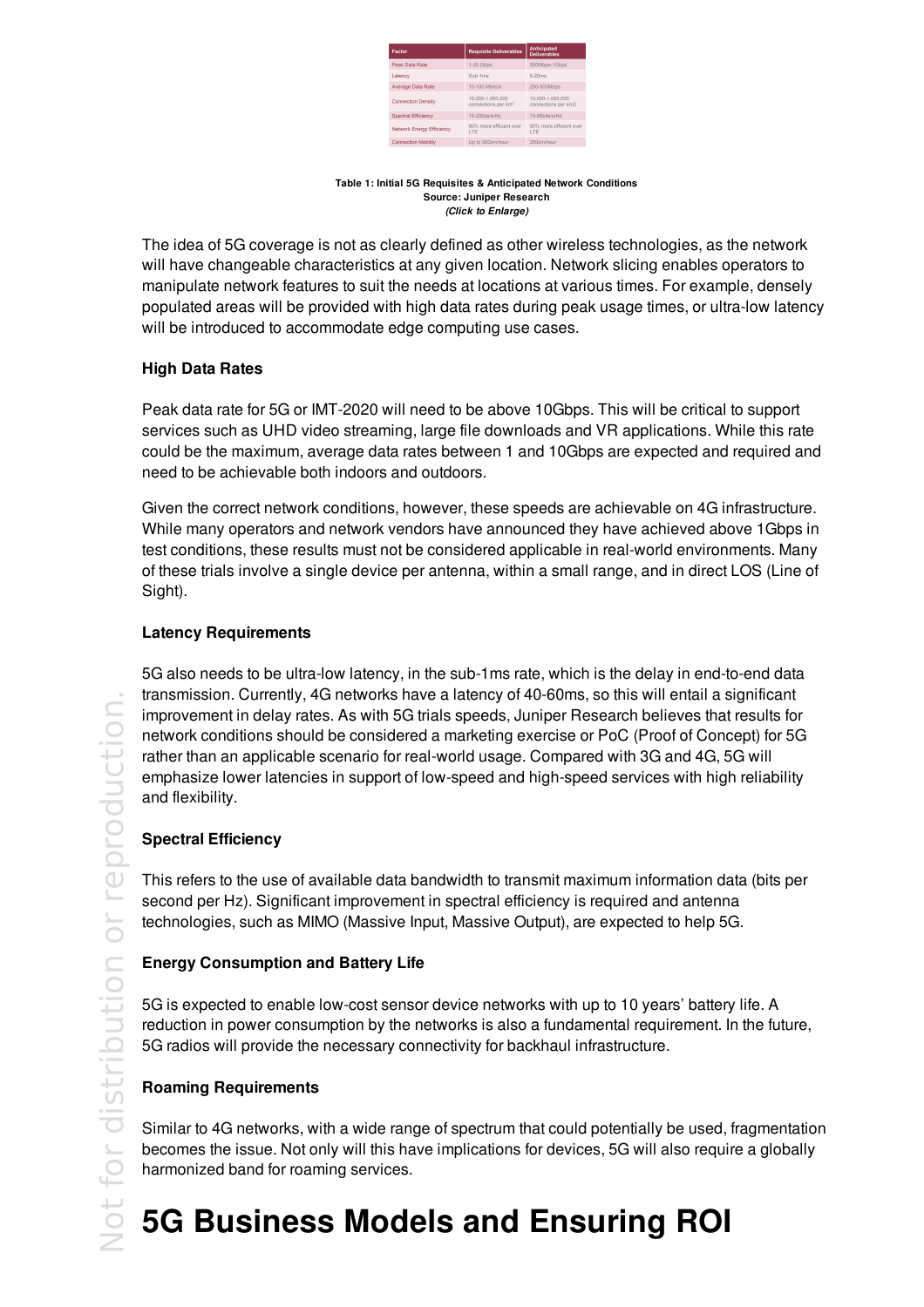| Factor | Requisite Deliverables | Anticipated Deliverables |
| --- | --- | --- |
| Peak Data Rate | 1-20 Gbps | 500Mbps-1Gbps |
| Latency | Sub-1ms | 5-20ms |
| Average Data Rate | 10-100 Mbits/s | 250-500Mbps |
| Connection Density | 10,000-1,000,000 connections per km² | 10,000-1,000,000 connections per km2 |
| Spectral Efficiency | 15-20bits/s/Hz | 75-85bits/s/Hz |
| Network Energy Efficiency | 90% more efficient over LTE | 90% more efficient over LTE |
| Connection Mobility | Up to 500km/hour | 250km/hour |

**Table 1: Initial 5G Requisites & Anticipated Network Conditions**
**Source: Juniper Research**
***(Click to Enlarge)***

The idea of 5G coverage is not as clearly defined as other wireless technologies, as the network will have changeable characteristics at any given location. Network slicing enables operators to manipulate network features to suit the needs at locations at various times. For example, densely populated areas will be provided with high data rates during peak usage times, or ultra-low latency will be introduced to accommodate edge computing use cases.

### High Data Rates

Peak data rate for 5G or IMT-2020 will need to be above 10Gbps. This will be critical to support services such as UHD video streaming, large file downloads and VR applications. While this rate could be the maximum, average data rates between 1 and 10Gbps are expected and required and need to be achievable both indoors and outdoors.

Given the correct network conditions, however, these speeds are achievable on 4G infrastructure. While many operators and network vendors have announced they have achieved above 1Gbps in test conditions, these results must not be considered applicable in real-world environments. Many of these trials involve a single device per antenna, within a small range, and in direct LOS (Line of Sight).

### Latency Requirements

5G also needs to be ultra-low latency, in the sub-1ms rate, which is the delay in end-to-end data transmission. Currently, 4G networks have a latency of 40-60ms, so this will entail a significant improvement in delay rates. As with 5G trials speeds, Juniper Research believes that results for network conditions should be considered a marketing exercise or PoC (Proof of Concept) for 5G rather than an applicable scenario for real-world usage. Compared with 3G and 4G, 5G will emphasize lower latencies in support of low-speed and high-speed services with high reliability and flexibility.

### Spectral Efficiency

This refers to the use of available data bandwidth to transmit maximum information data (bits per second per Hz). Significant improvement in spectral efficiency is required and antenna technologies, such as MIMO (Massive Input, Massive Output), are expected to help 5G.

### Energy Consumption and Battery Life

5G is expected to enable low-cost sensor device networks with up to 10 years' battery life. A reduction in power consumption by the networks is also a fundamental requirement. In the future, 5G radios will provide the necessary connectivity for backhaul infrastructure.

### Roaming Requirements

Similar to 4G networks, with a wide range of spectrum that could potentially be used, fragmentation becomes the issue. Not only will this have implications for devices, 5G will also require a globally harmonized band for roaming services.

# 5G Business Models and Ensuring ROI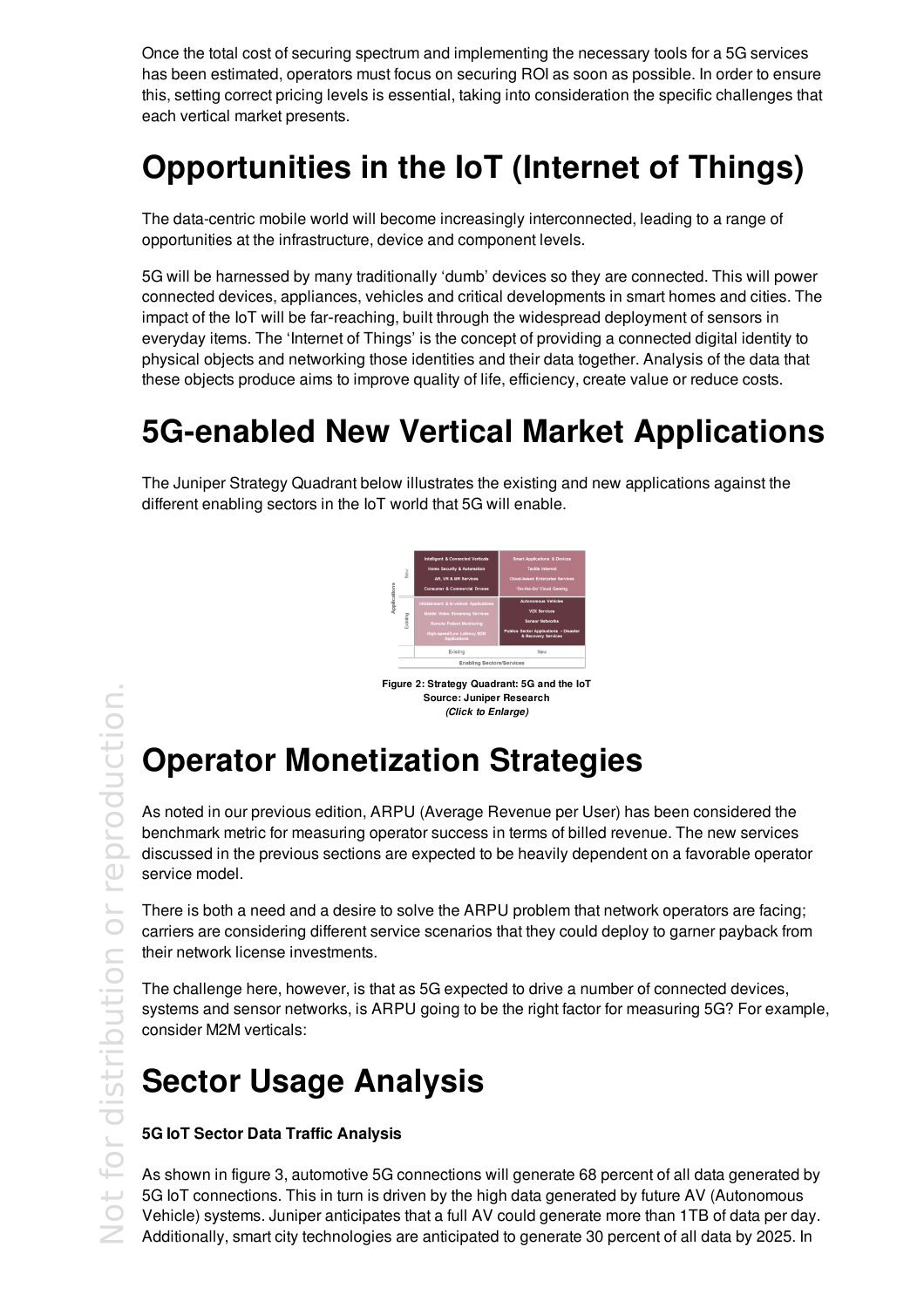Once the total cost of securing spectrum and implementing the necessary tools for a 5G services has been estimated, operators must focus on securing ROI as soon as possible. In order to ensure this, setting correct pricing levels is essential, taking into consideration the specific challenges that each vertical market presents.

# Opportunities in the IoT (Internet of Things)

The data-centric mobile world will become increasingly interconnected, leading to a range of opportunities at the infrastructure, device and component levels.

5G will be harnessed by many traditionally 'dumb' devices so they are connected. This will power connected devices, appliances, vehicles and critical developments in smart homes and cities. The impact of the IoT will be far-reaching, built through the widespread deployment of sensors in everyday items. The 'Internet of Things' is the concept of providing a connected digital identity to physical objects and networking those identities and their data together. Analysis of the data that these objects produce aims to improve quality of life, efficiency, create value or reduce costs.

# 5G-enabled New Vertical Market Applications

The Juniper Strategy Quadrant below illustrates the existing and new applications against the different enabling sectors in the IoT world that 5G will enable.

| Applications | Existing Enabling Sectors/Services | New Enabling Sectors/Services |
|---|---|---|
| New | Intelligent & Connected Verticals<br>Home Security & Automation<br>AR, VR & MR Services<br>Consumer & Commercial Drones | Smart Applications & Devices<br>Tactile Internet<br>Cloud-based Enterprise Services<br>'On-the-Go' Cloud Gaming |
| Existing | Infotainment & In-vehicle Applications<br>Mobile Video Streaming Services<br>Remote Patient Monitoring<br>High-speed/Low Latency M2M Applications | Autonomous Vehicles<br>V2X Services<br>Sensor Networks<br>Public Sector Applications – Disaster & Recovery Services |

**Figure 2: Strategy Quadrant: 5G and the IoT**
**Source: Juniper Research**
***(Click to Enlarge)***

# Operator Monetization Strategies

As noted in our previous edition, ARPU (Average Revenue per User) has been considered the benchmark metric for measuring operator success in terms of billed revenue. The new services discussed in the previous sections are expected to be heavily dependent on a favorable operator service model.

There is both a need and a desire to solve the ARPU problem that network operators are facing; carriers are considering different service scenarios that they could deploy to garner payback from their network license investments.

The challenge here, however, is that as 5G expected to drive a number of connected devices, systems and sensor networks, is ARPU going to be the right factor for measuring 5G? For example, consider M2M verticals:

# Sector Usage Analysis

### 5G IoT Sector Data Traffic Analysis

As shown in figure 3, automotive 5G connections will generate 68 percent of all data generated by 5G IoT connections. This in turn is driven by the high data generated by future AV (Autonomous Vehicle) systems. Juniper anticipates that a full AV could generate more than 1TB of data per day. Additionally, smart city technologies are anticipated to generate 30 percent of all data by 2025. In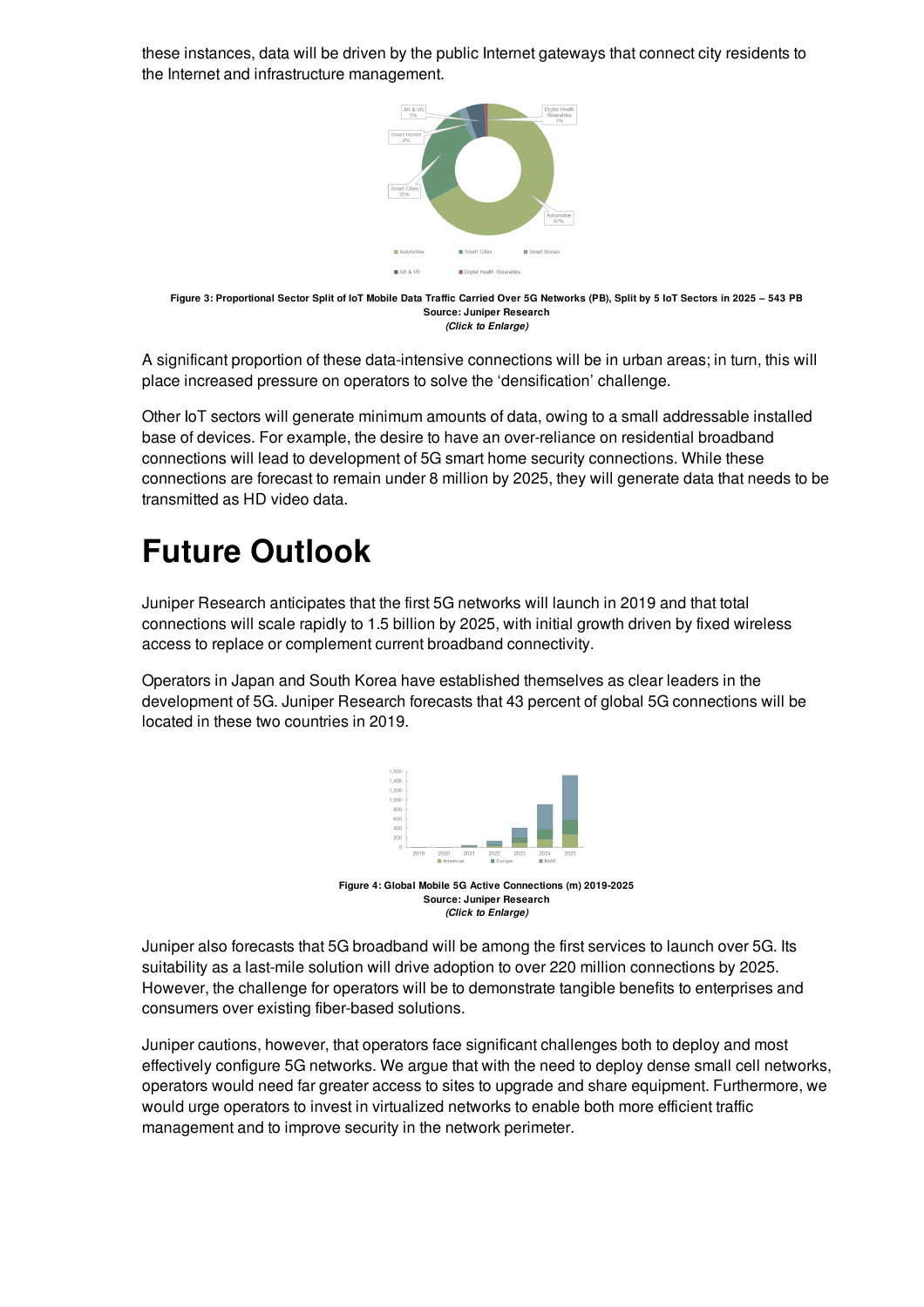these instances, data will be driven by the public Internet gateways that connect city residents to the Internet and infrastructure management.

AR & VR
3%

Digital Health Wearables
1%

Smart Homes
2%

Smart Cities
25%

Automotive
67%

Automotive
Smart Cities
Smart Homes
AR & VR
Digital Health Wearables

**Figure 3: Proportional Sector Split of IoT Mobile Data Traffic Carried Over 5G Networks (PB), Split by 5 IoT Sectors in 2025 – 543 PB**
**Source: Juniper Research**
***(Click to Enlarge)***

A significant proportion of these data-intensive connections will be in urban areas; in turn, this will place increased pressure on operators to solve the 'densification' challenge.

Other IoT sectors will generate minimum amounts of data, owing to a small addressable installed base of devices. For example, the desire to have an over-reliance on residential broadband connections will lead to development of 5G smart home security connections. While these connections are forecast to remain under 8 million by 2025, they will generate data that needs to be transmitted as HD video data.

# Future Outlook

Juniper Research anticipates that the first 5G networks will launch in 2019 and that total connections will scale rapidly to 1.5 billion by 2025, with initial growth driven by fixed wireless access to replace or complement current broadband connectivity.

Operators in Japan and South Korea have established themselves as clear leaders in the development of 5G. Juniper Research forecasts that 43 percent of global 5G connections will be located in these two countries in 2019.

1,600
1,400
1,200
1,000
800
600
400
200
0

2019 2020 2021 2022 2023 2024 2025

Americas
Europe
RoW

**Figure 4: Global Mobile 5G Active Connections (m) 2019-2025**
**Source: Juniper Research**
***(Click to Enlarge)***

Juniper also forecasts that 5G broadband will be among the first services to launch over 5G. Its suitability as a last-mile solution will drive adoption to over 220 million connections by 2025. However, the challenge for operators will be to demonstrate tangible benefits to enterprises and consumers over existing fiber-based solutions.

Juniper cautions, however, that operators face significant challenges both to deploy and most effectively configure 5G networks. We argue that with the need to deploy dense small cell networks, operators would need far greater access to sites to upgrade and share equipment. Furthermore, we would urge operators to invest in virtualized networks to enable both more efficient traffic management and to improve security in the network perimeter.